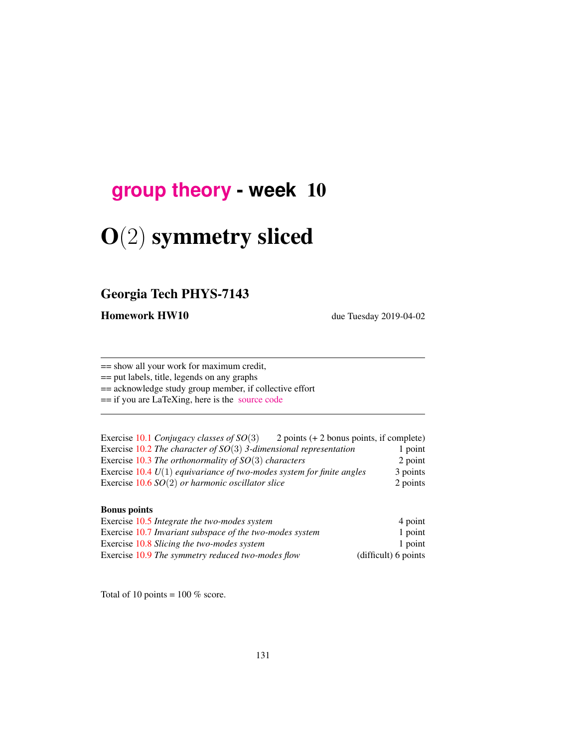# group theory - week 10

# O(2) symmetry sliced

## Georgia Tech PHYS-7143

**Homework HW10** due Tuesday 2019-04-02

---

== show all your work for maximum credit,

== put labels, title, legends on any graphs

== acknowledge study group member, if collective effort

== if you are LaTeXing, here is the source code

---

| | |
|---|---|
| Exercise 10.1 *Conjugacy classes of $SO(3)$* | 2 points (+ 2 bonus points, if complete) |
| Exercise 10.2 *The character of $SO(3)$ 3-dimensional representation* | 1 point |
| Exercise 10.3 *The orthonormality of $SO(3)$ characters* | 2 point |
| Exercise 10.4 *$U(1)$ equivariance of two-modes system for finite angles* | 3 points |
| Exercise 10.6 *$SO(2)$ or harmonic oscillator slice* | 2 points |

**Bonus points**

| | |
|---|---|
| Exercise 10.5 *Integrate the two-modes system* | 4 point |
| Exercise 10.7 *Invariant subspace of the two-modes system* | 1 point |
| Exercise 10.8 *Slicing the two-modes system* | 1 point |
| Exercise 10.9 *The symmetry reduced two-modes flow* | (difficult) 6 points |

Total of 10 points = 100 % score.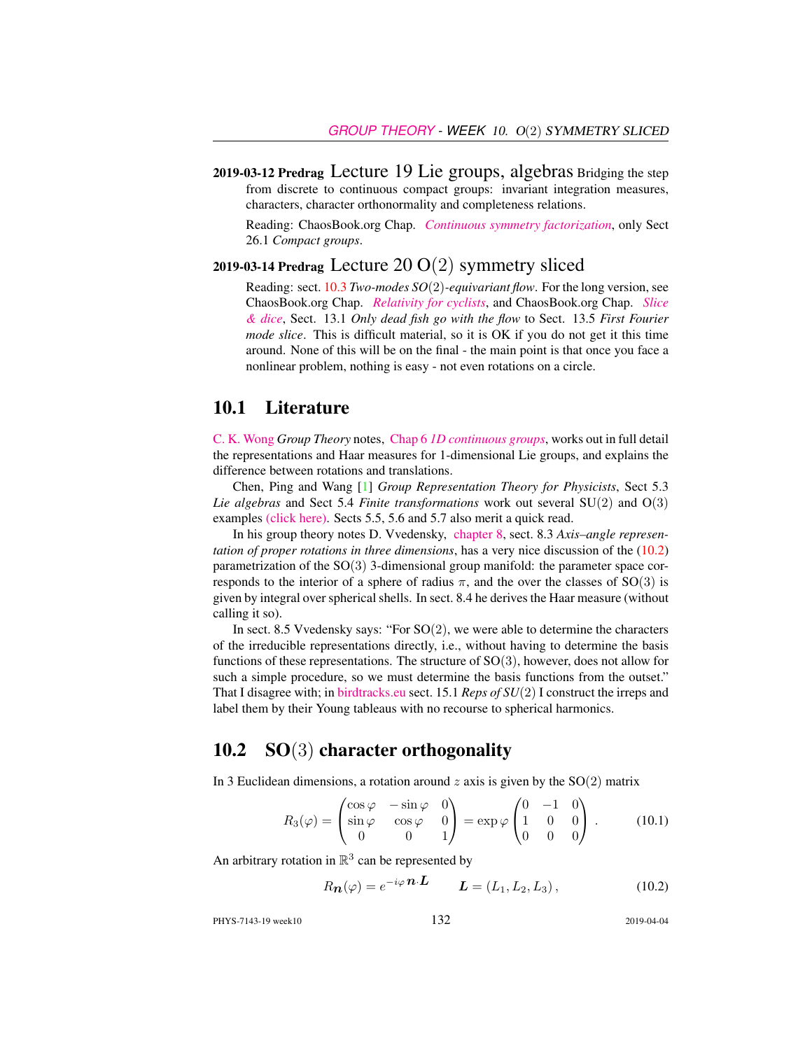**2019-03-12 Predrag** Lecture 19 Lie groups, algebras Bridging the step from discrete to continuous compact groups: invariant integration measures, characters, character orthonormality and completeness relations.

Reading: ChaosBook.org Chap. *Continuous symmetry factorization*, only Sect 26.1 *Compact groups*.

**2019-03-14 Predrag** Lecture 20 O(2) symmetry sliced

Reading: sect. 10.3 *Two-modes SO(2)-equivariant flow*. For the long version, see ChaosBook.org Chap. *Relativity for cyclists*, and ChaosBook.org Chap. *Slice & dice*, Sect. 13.1 *Only dead fish go with the flow* to Sect. 13.5 *First Fourier mode slice*. This is difficult material, so it is OK if you do not get it this time around. None of this will be on the final - the main point is that once you face a nonlinear problem, nothing is easy - not even rotations on a circle.

## 10.1 Literature

C. K. Wong *Group Theory* notes, Chap 6 *1D continuous groups*, works out in full detail the representations and Haar measures for 1-dimensional Lie groups, and explains the difference between rotations and translations.

Chen, Ping and Wang [1] *Group Representation Theory for Physicists*, Sect 5.3 *Lie algebras* and Sect 5.4 *Finite transformations* work out several SU(2) and O(3) examples (click here). Sects 5.5, 5.6 and 5.7 also merit a quick read.

In his group theory notes D. Vvedensky, chapter 8, sect. 8.3 *Axis–angle representation of proper rotations in three dimensions*, has a very nice discussion of the (10.2) parametrization of the SO(3) 3-dimensional group manifold: the parameter space corresponds to the interior of a sphere of radius $\pi$, and the over the classes of SO(3) is given by integral over spherical shells. In sect. 8.4 he derives the Haar measure (without calling it so).

In sect. 8.5 Vvedensky says: "For SO(2), we were able to determine the characters of the irreducible representations directly, i.e., without having to determine the basis functions of these representations. The structure of SO(3), however, does not allow for such a simple procedure, so we must determine the basis functions from the outset." That I disagree with; in birdtracks.eu sect. 15.1 *Reps of SU(2)* I construct the irreps and label them by their Young tableaus with no recourse to spherical harmonics.

## 10.2 SO(3) character orthogonality

In 3 Euclidean dimensions, a rotation around $z$ axis is given by the SO(2) matrix

$$R_3(\varphi) = \begin{pmatrix} \cos\varphi & -\sin\varphi & 0 \\ \sin\varphi & \cos\varphi & 0 \\ 0 & 0 & 1 \end{pmatrix} = \exp\varphi \begin{pmatrix} 0 & -1 & 0 \\ 1 & 0 & 0 \\ 0 & 0 & 0 \end{pmatrix} . \tag{10.1}$$

An arbitrary rotation in $\mathbb{R}^3$ can be represented by

$$R_{\boldsymbol{n}}(\varphi) = e^{-i\varphi\,\boldsymbol{n}\cdot\boldsymbol{L}} \qquad \boldsymbol{L} = (L_1, L_2, L_3)\,, \tag{10.2}$$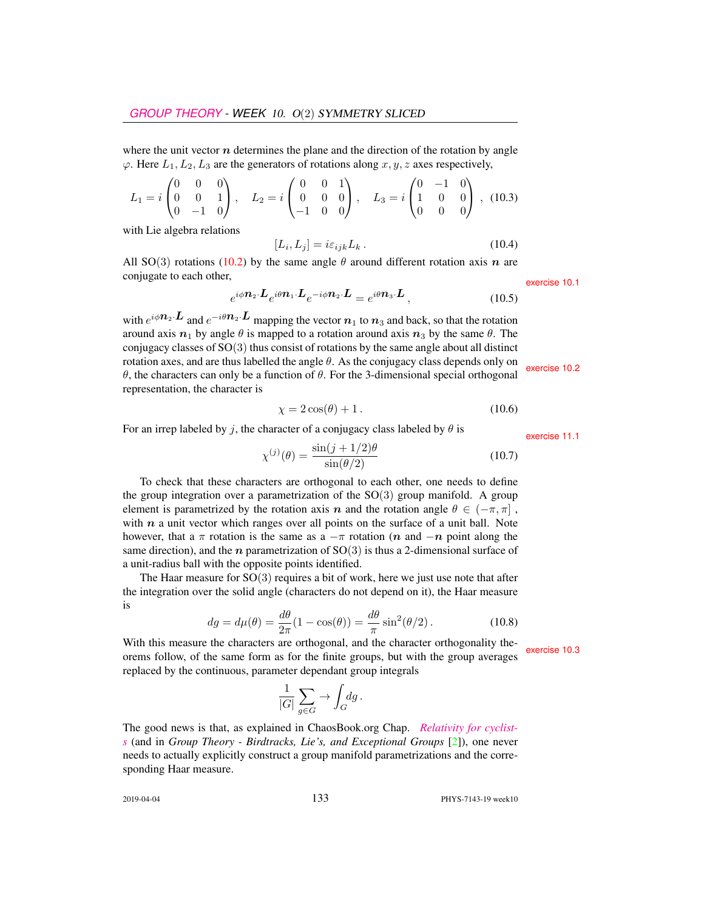where the unit vector $\boldsymbol{n}$ determines the plane and the direction of the rotation by angle $\varphi$. Here $L_1, L_2, L_3$ are the generators of rotations along $x, y, z$ axes respectively,

$$L_1 = i\begin{pmatrix} 0 & 0 & 0 \\ 0 & 0 & 1 \\ 0 & -1 & 0 \end{pmatrix}, \quad L_2 = i\begin{pmatrix} 0 & 0 & 1 \\ 0 & 0 & 0 \\ -1 & 0 & 0 \end{pmatrix}, \quad L_3 = i\begin{pmatrix} 0 & -1 & 0 \\ 1 & 0 & 0 \\ 0 & 0 & 0 \end{pmatrix}, \tag{10.3}$$

with Lie algebra relations

$$[L_i, L_j] = i\varepsilon_{ijk} L_k \,. \tag{10.4}$$

All SO(3) rotations (10.2) by the same angle $\theta$ around different rotation axis $\boldsymbol{n}$ are conjugate to each other,

exercise 10.1

$$e^{i\phi \boldsymbol{n}_2 \cdot \boldsymbol{L}} e^{i\theta \boldsymbol{n}_1 \cdot \boldsymbol{L}} e^{-i\phi \boldsymbol{n}_2 \cdot \boldsymbol{L}} = e^{i\theta \boldsymbol{n}_3 \cdot \boldsymbol{L}} \,, \tag{10.5}$$

with $e^{i\phi \boldsymbol{n}_2 \cdot \boldsymbol{L}}$ and $e^{-i\theta \boldsymbol{n}_2 \cdot \boldsymbol{L}}$ mapping the vector $\boldsymbol{n}_1$ to $\boldsymbol{n}_3$ and back, so that the rotation around axis $\boldsymbol{n}_1$ by angle $\theta$ is mapped to a rotation around axis $\boldsymbol{n}_3$ by the same $\theta$. The conjugacy classes of SO(3) thus consist of rotations by the same angle about all distinct rotation axes, and are thus labelled the angle $\theta$. As the conjugacy class depends only on $\theta$, the characters can only be a function of $\theta$. For the 3-dimensional special orthogonal representation, the character is

exercise 10.2

$$\chi = 2\cos(\theta) + 1 \,. \tag{10.6}$$

For an irrep labeled by $j$, the character of a conjugacy class labeled by $\theta$ is

exercise 11.1

$$\chi^{(j)}(\theta) = \frac{\sin(j + 1/2)\theta}{\sin(\theta/2)} \tag{10.7}$$

To check that these characters are orthogonal to each other, one needs to define the group integration over a parametrization of the SO(3) group manifold. A group element is parametrized by the rotation axis $\boldsymbol{n}$ and the rotation angle $\theta \in (-\pi, \pi]$ , with $\boldsymbol{n}$ a unit vector which ranges over all points on the surface of a unit ball. Note however, that a $\pi$ rotation is the same as a $-\pi$ rotation ($\boldsymbol{n}$ and $-\boldsymbol{n}$ point along the same direction), and the $\boldsymbol{n}$ parametrization of SO(3) is thus a 2-dimensional surface of a unit-radius ball with the opposite points identified.

The Haar measure for SO(3) requires a bit of work, here we just use note that after the integration over the solid angle (characters do not depend on it), the Haar measure is

$$dg = d\mu(\theta) = \frac{d\theta}{2\pi}(1 - \cos(\theta)) = \frac{d\theta}{\pi}\sin^2(\theta/2) \,. \tag{10.8}$$

With this measure the characters are orthogonal, and the character orthogonality theorems follow, of the same form as for the finite groups, but with the group averages replaced by the continuous, parameter dependant group integrals

exercise 10.3

$$\frac{1}{|G|}\sum_{g \in G} \to \int_G dg \,.$$

The good news is that, as explained in ChaosBook.org Chap. *Relativity for cyclists* (and in *Group Theory - Birdtracks, Lie's, and Exceptional Groups* [2]), one never needs to actually explicitly construct a group manifold parametrizations and the corresponding Haar measure.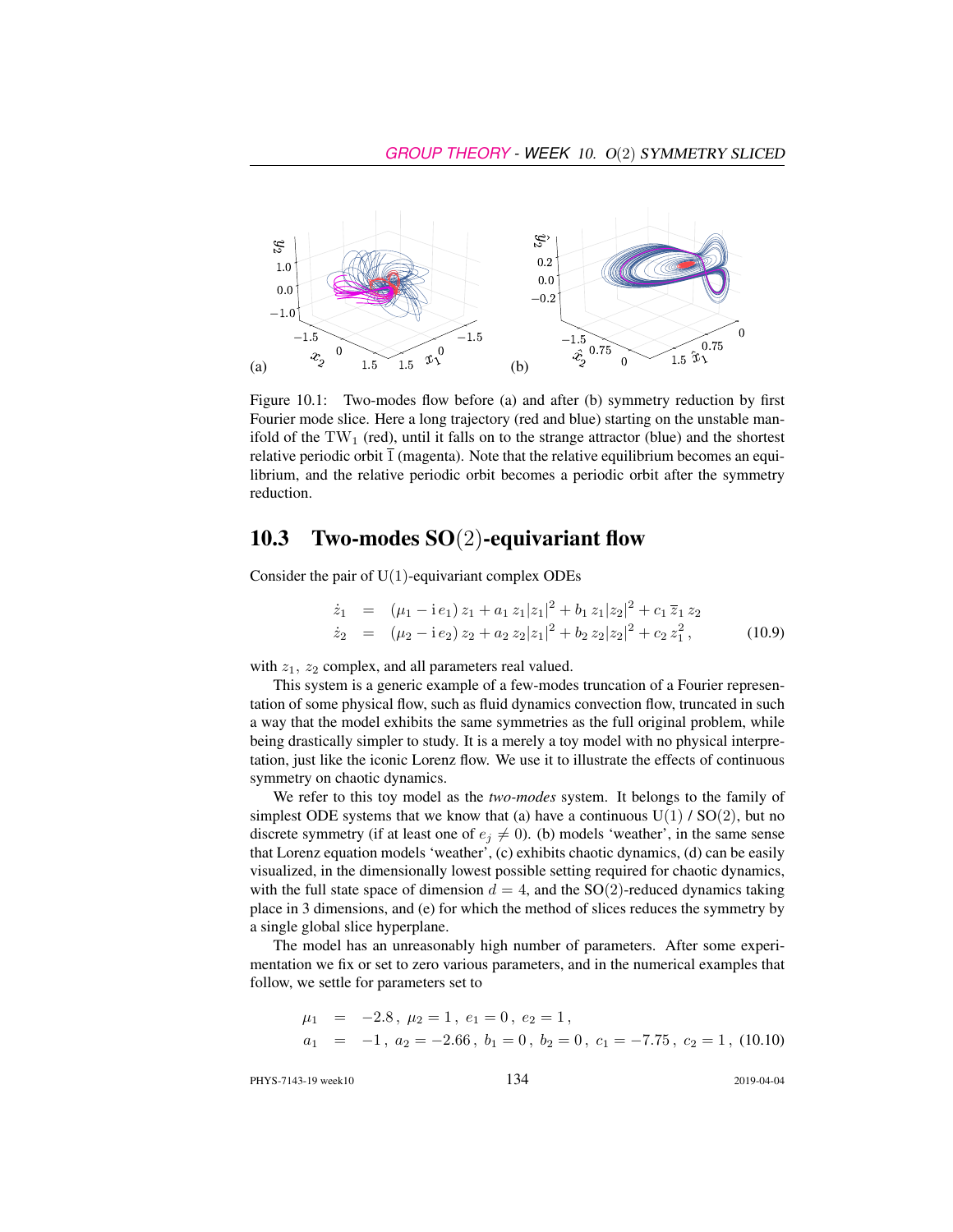(a) (b)

Figure 10.1: Two-modes flow before (a) and after (b) symmetry reduction by first Fourier mode slice. Here a long trajectory (red and blue) starting on the unstable manifold of the $\mathrm{TW}_1$ (red), until it falls on to the strange attractor (blue) and the shortest relative periodic orbit $\overline{1}$ (magenta). Note that the relative equilibrium becomes an equilibrium, and the relative periodic orbit becomes a periodic orbit after the symmetry reduction.

## 10.3 Two-modes SO(2)-equivariant flow

Consider the pair of U(1)-equivariant complex ODEs

$$
\begin{aligned}
\dot{z}_1 &= (\mu_1 - \mathrm{i}\, e_1)\, z_1 + a_1\, z_1 |z_1|^2 + b_1\, z_1 |z_2|^2 + c_1\, \overline{z}_1\, z_2 \\
\dot{z}_2 &= (\mu_2 - \mathrm{i}\, e_2)\, z_2 + a_2\, z_2 |z_1|^2 + b_2\, z_2 |z_2|^2 + c_2\, z_1^2\,,
\end{aligned}
\tag{10.9}
$$

with $z_1$, $z_2$ complex, and all parameters real valued.

This system is a generic example of a few-modes truncation of a Fourier representation of some physical flow, such as fluid dynamics convection flow, truncated in such a way that the model exhibits the same symmetries as the full original problem, while being drastically simpler to study. It is a merely a toy model with no physical interpretation, just like the iconic Lorenz flow. We use it to illustrate the effects of continuous symmetry on chaotic dynamics.

We refer to this toy model as the *two-modes* system. It belongs to the family of simplest ODE systems that we know that (a) have a continuous U(1) / SO(2), but no discrete symmetry (if at least one of $e_j \neq 0$). (b) models 'weather', in the same sense that Lorenz equation models 'weather', (c) exhibits chaotic dynamics, (d) can be easily visualized, in the dimensionally lowest possible setting required for chaotic dynamics, with the full state space of dimension $d = 4$, and the SO(2)-reduced dynamics taking place in 3 dimensions, and (e) for which the method of slices reduces the symmetry by a single global slice hyperplane.

The model has an unreasonably high number of parameters. After some experimentation we fix or set to zero various parameters, and in the numerical examples that follow, we settle for parameters set to

$$
\begin{aligned}
\mu_1 &= -2.8\,,\ \mu_2 = 1\,,\ e_1 = 0\,,\ e_2 = 1\,, \\
a_1 &= -1\,,\ a_2 = -2.66\,,\ b_1 = 0\,,\ b_2 = 0\,,\ c_1 = -7.75\,,\ c_2 = 1\,,
\end{aligned}
\tag{10.10}
$$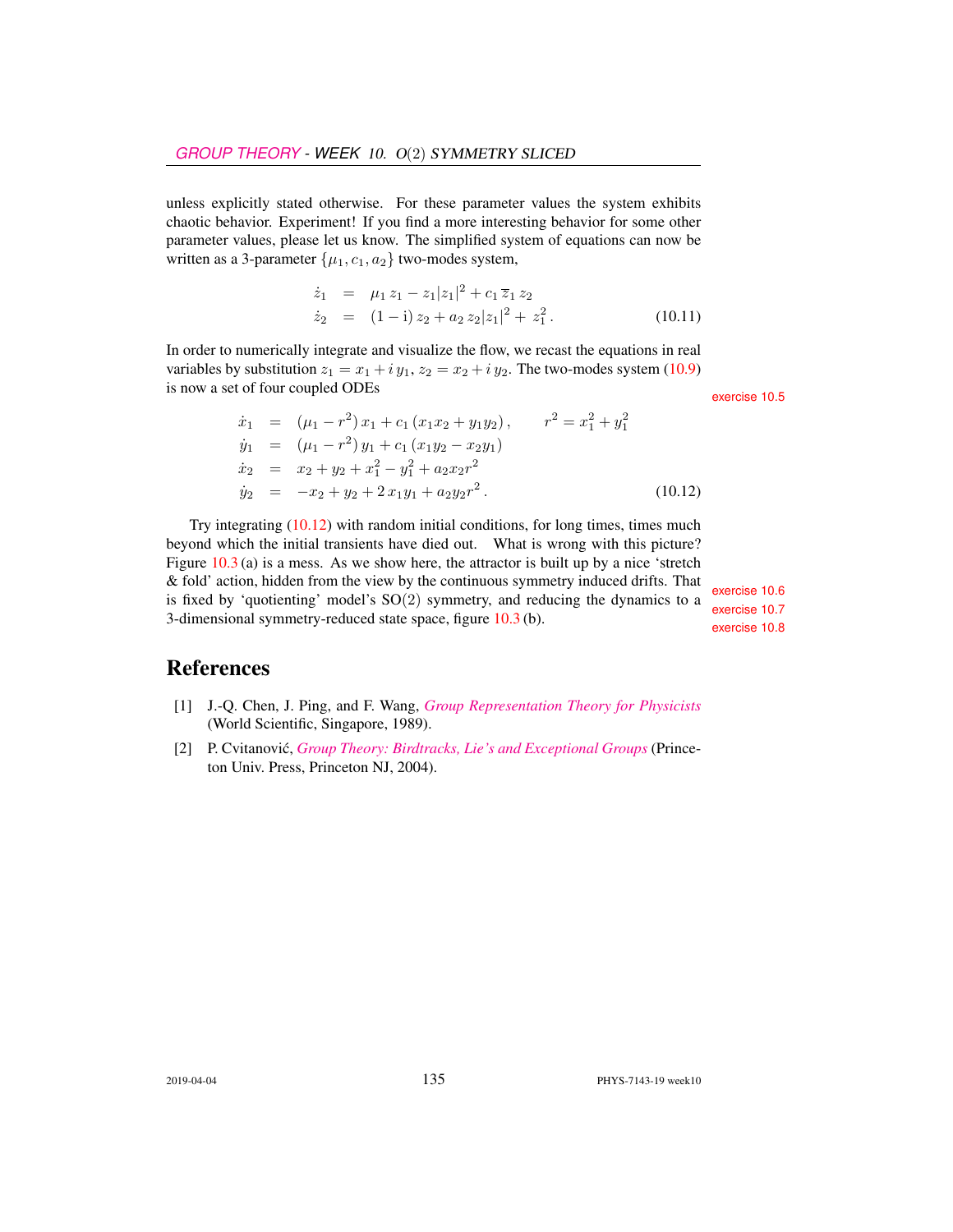unless explicitly stated otherwise. For these parameter values the system exhibits chaotic behavior. Experiment! If you find a more interesting behavior for some other parameter values, please let us know. The simplified system of equations can now be written as a 3-parameter $\{\mu_1, c_1, a_2\}$ two-modes system,

$$
\begin{aligned}
\dot{z}_1 &= \mu_1 \, z_1 - z_1 |z_1|^2 + c_1 \, \overline{z}_1 \, z_2 \\
\dot{z}_2 &= (1 - \mathrm{i}) \, z_2 + a_2 \, z_2 |z_1|^2 + \, z_1^2 \, .
\end{aligned}
\tag{10.11}
$$

In order to numerically integrate and visualize the flow, we recast the equations in real variables by substitution $z_1 = x_1 + i \, y_1$, $z_2 = x_2 + i \, y_2$. The two-modes system (10.9) is now a set of four coupled ODEs

exercise 10.5

$$
\begin{aligned}
\dot{x}_1 &= (\mu_1 - r^2) \, x_1 + c_1 \, (x_1 x_2 + y_1 y_2) \, , \qquad r^2 = x_1^2 + y_1^2 \\
\dot{y}_1 &= (\mu_1 - r^2) \, y_1 + c_1 \, (x_1 y_2 - x_2 y_1) \\
\dot{x}_2 &= x_2 + y_2 + x_1^2 - y_1^2 + a_2 x_2 r^2 \\
\dot{y}_2 &= -x_2 + y_2 + 2 \, x_1 y_1 + a_2 y_2 r^2 \, .
\end{aligned}
\tag{10.12}
$$

Try integrating (10.12) with random initial conditions, for long times, times much beyond which the initial transients have died out. What is wrong with this picture? Figure 10.3 (a) is a mess. As we show here, the attractor is built up by a nice 'stretch & fold' action, hidden from the view by the continuous symmetry induced drifts. That is fixed by 'quotienting' model's $\mathrm{SO}(2)$ symmetry, and reducing the dynamics to a 3-dimensional symmetry-reduced state space, figure 10.3 (b).

exercise 10.6
exercise 10.7
exercise 10.8

## References

[1] J.-Q. Chen, J. Ping, and F. Wang, *Group Representation Theory for Physicists* (World Scientific, Singapore, 1989).

[2] P. Cvitanović, *Group Theory: Birdtracks, Lie's and Exceptional Groups* (Princeton Univ. Press, Princeton NJ, 2004).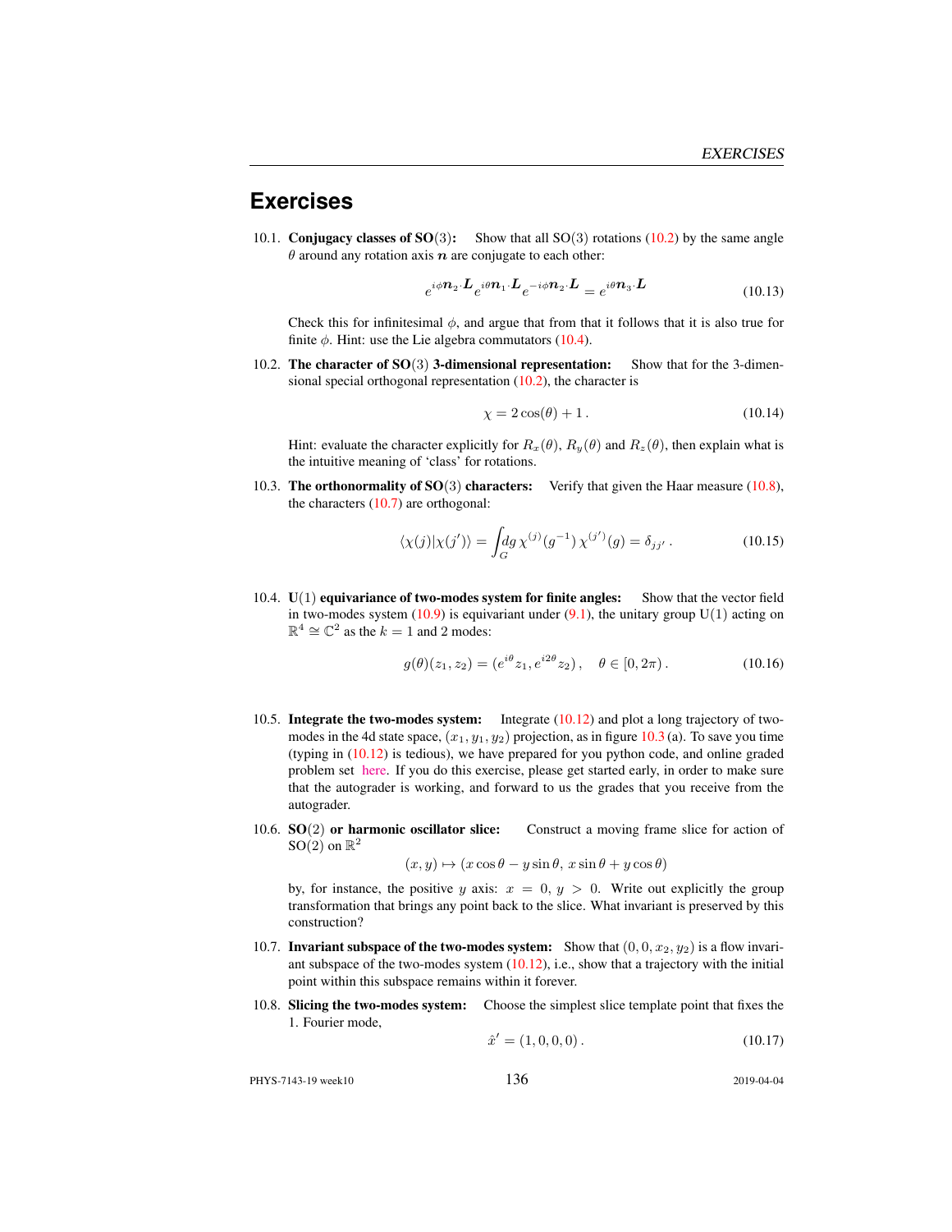# Exercises

10.1. **Conjugacy classes of SO(3):** Show that all SO(3) rotations (10.2) by the same angle $\theta$ around any rotation axis $\boldsymbol{n}$ are conjugate to each other:

$$e^{i\phi \boldsymbol{n}_2 \cdot \boldsymbol{L}} e^{i\theta \boldsymbol{n}_1 \cdot \boldsymbol{L}} e^{-i\phi \boldsymbol{n}_2 \cdot \boldsymbol{L}} = e^{i\theta \boldsymbol{n}_3 \cdot \boldsymbol{L}} \tag{10.13}$$

Check this for infinitesimal $\phi$, and argue that from that it follows that it is also true for finite $\phi$. Hint: use the Lie algebra commutators (10.4).

10.2. **The character of SO(3) 3-dimensional representation:** Show that for the 3-dimensional special orthogonal representation (10.2), the character is

$$\chi = 2\cos(\theta) + 1\,. \tag{10.14}$$

Hint: evaluate the character explicitly for $R_x(\theta)$, $R_y(\theta)$ and $R_z(\theta)$, then explain what is the intuitive meaning of 'class' for rotations.

10.3. **The orthonormality of SO(3) characters:** Verify that given the Haar measure (10.8), the characters (10.7) are orthogonal:

$$\langle \chi(j) | \chi(j') \rangle = \int_G dg\, \chi^{(j)}(g^{-1})\, \chi^{(j')}(g) = \delta_{jj'}\,. \tag{10.15}$$

10.4. **U(1) equivariance of two-modes system for finite angles:** Show that the vector field in two-modes system (10.9) is equivariant under (9.1), the unitary group U(1) acting on $\mathbb{R}^4 \cong \mathbb{C}^2$ as the $k = 1$ and 2 modes:

$$g(\theta)(z_1, z_2) = (e^{i\theta} z_1, e^{i2\theta} z_2)\,, \quad \theta \in [0, 2\pi)\,. \tag{10.16}$$

10.5. **Integrate the two-modes system:** Integrate (10.12) and plot a long trajectory of two-modes in the 4d state space, $(x_1, y_1, y_2)$ projection, as in figure 10.3 (a). To save you time (typing in (10.12) is tedious), we have prepared for you python code, and online graded problem set here. If you do this exercise, please get started early, in order to make sure that the autograder is working, and forward to us the grades that you receive from the autograder.

10.6. **SO(2) or harmonic oscillator slice:** Construct a moving frame slice for action of SO(2) on $\mathbb{R}^2$

$$(x, y) \mapsto (x\cos\theta - y\sin\theta,\; x\sin\theta + y\cos\theta)$$

by, for instance, the positive $y$ axis: $x = 0$, $y > 0$. Write out explicitly the group transformation that brings any point back to the slice. What invariant is preserved by this construction?

10.7. **Invariant subspace of the two-modes system:** Show that $(0, 0, x_2, y_2)$ is a flow invariant subspace of the two-modes system (10.12), i.e., show that a trajectory with the initial point within this subspace remains within it forever.

10.8. **Slicing the two-modes system:** Choose the simplest slice template point that fixes the 1. Fourier mode,

$$\hat{x}' = (1, 0, 0, 0)\,. \tag{10.17}$$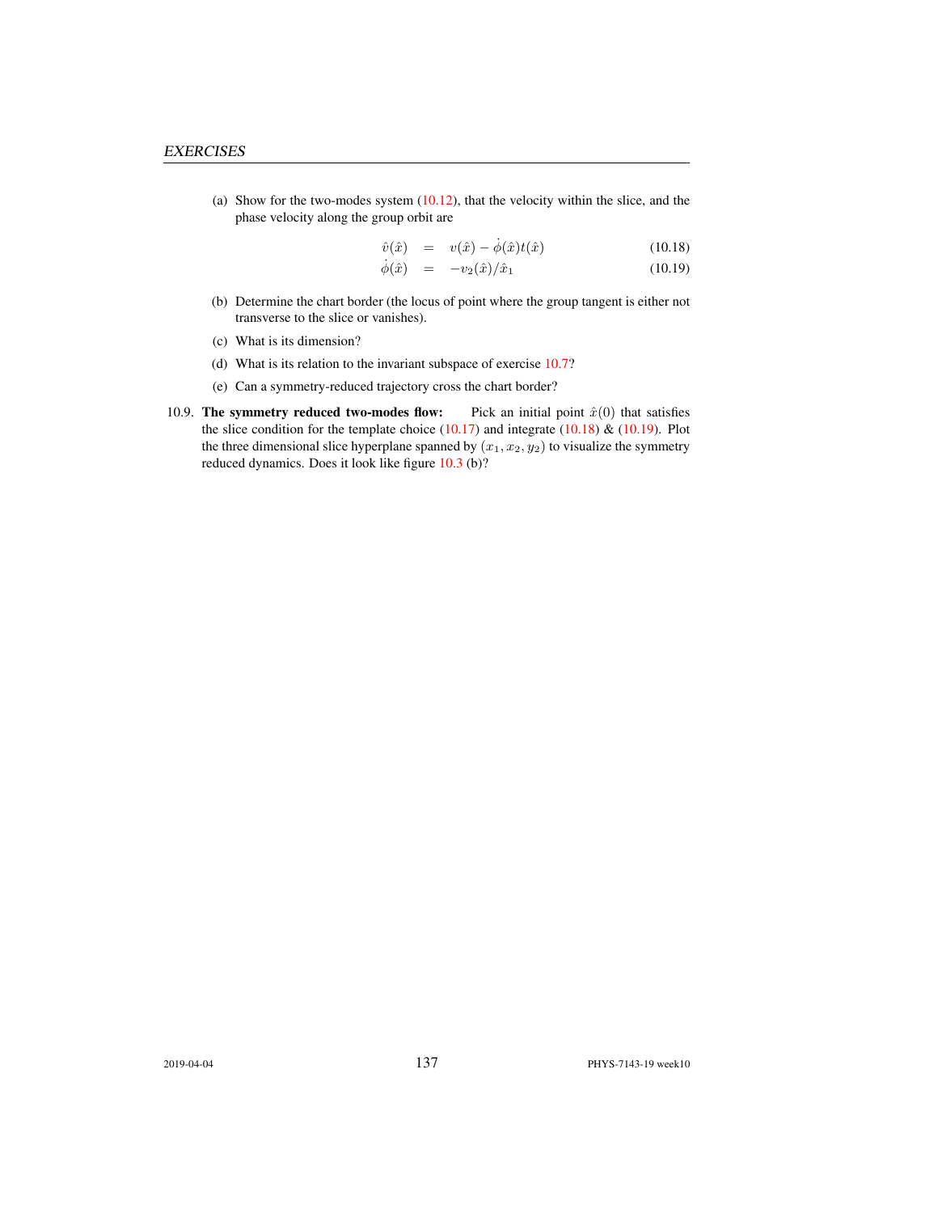(a) Show for the two-modes system (10.12), that the velocity within the slice, and the phase velocity along the group orbit are

$$
\begin{aligned}
\hat{v}(\hat{x}) &= v(\hat{x}) - \dot{\phi}(\hat{x}) t(\hat{x}) && (10.18) \\
\dot{\phi}(\hat{x}) &= -v_2(\hat{x})/\hat{x}_1 && (10.19)
\end{aligned}
$$

(b) Determine the chart border (the locus of point where the group tangent is either not transverse to the slice or vanishes).

(c) What is its dimension?

(d) What is its relation to the invariant subspace of exercise 10.7?

(e) Can a symmetry-reduced trajectory cross the chart border?

10.9. **The symmetry reduced two-modes flow:** Pick an initial point $\hat{x}(0)$ that satisfies the slice condition for the template choice (10.17) and integrate (10.18) & (10.19). Plot the three dimensional slice hyperplane spanned by $(x_1, x_2, y_2)$ to visualize the symmetry reduced dynamics. Does it look like figure 10.3 (b)?